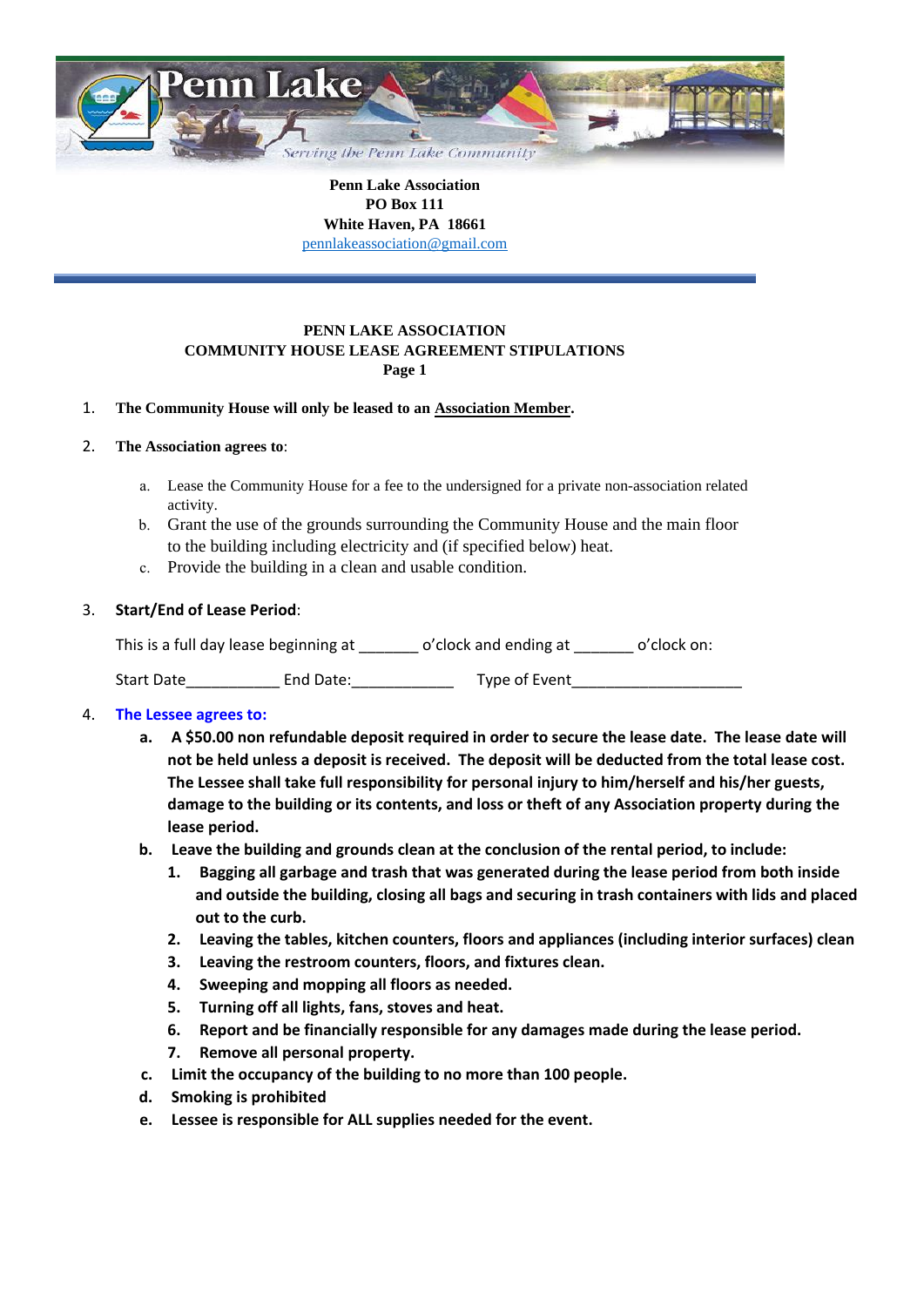**Penn Lake Association**
**PO Box 111**
**White Haven, PA 18661**
pennlakeassociation@gmail.com

---

**PENN LAKE ASSOCIATION**
**COMMUNITY HOUSE LEASE AGREEMENT STIPULATIONS**
**Page 1**

1. **The Community House will only be leased to an Association Member.**

2. **The Association agrees to**:

   a. Lease the Community House for a fee to the undersigned for a private non-association related activity.
   b. Grant the use of the grounds surrounding the Community House and the main floor to the building including electricity and (if specified below) heat.
   c. Provide the building in a clean and usable condition.

3. **Start/End of Lease Period**:

   This is a full day lease beginning at _______ o'clock and ending at _______ o'clock on:

   Start Date___________ End Date:____________ Type of Event____________________

4. **The Lessee agrees to:**

   a. **A $50.00 non refundable deposit required in order to secure the lease date. The lease date will not be held unless a deposit is received. The deposit will be deducted from the total lease cost. The Lessee shall take full responsibility for personal injury to him/herself and his/her guests, damage to the building or its contents, and loss or theft of any Association property during the lease period.**
   b. **Leave the building and grounds clean at the conclusion of the rental period, to include:**
      1. **Bagging all garbage and trash that was generated during the lease period from both inside and outside the building, closing all bags and securing in trash containers with lids and placed out to the curb.**
      2. **Leaving the tables, kitchen counters, floors and appliances (including interior surfaces) clean**
      3. **Leaving the restroom counters, floors, and fixtures clean.**
      4. **Sweeping and mopping all floors as needed.**
      5. **Turning off all lights, fans, stoves and heat.**
      6. **Report and be financially responsible for any damages made during the lease period.**
      7. **Remove all personal property.**
   c. **Limit the occupancy of the building to no more than 100 people.**
   d. **Smoking is prohibited**
   e. **Lessee is responsible for ALL supplies needed for the event.**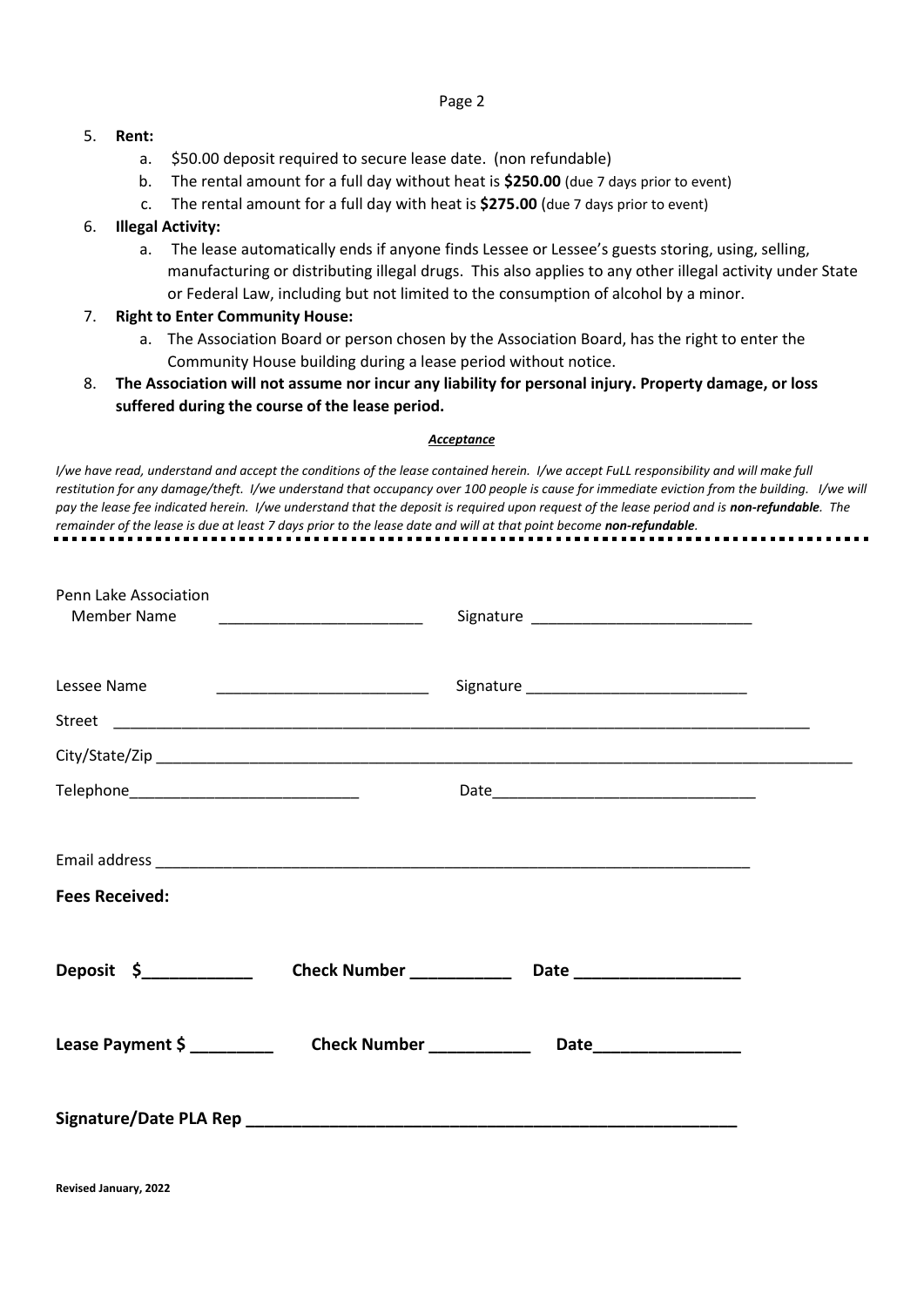5. **Rent:**
    a. $50.00 deposit required to secure lease date. (non refundable)
    b. The rental amount for a full day without heat is **$250.00** (due 7 days prior to event)
    c. The rental amount for a full day with heat is **$275.00** (due 7 days prior to event)
6. **Illegal Activity:**
    a. The lease automatically ends if anyone finds Lessee or Lessee's guests storing, using, selling, manufacturing or distributing illegal drugs. This also applies to any other illegal activity under State or Federal Law, including but not limited to the consumption of alcohol by a minor.
7. **Right to Enter Community House:**
    a. The Association Board or person chosen by the Association Board, has the right to enter the Community House building during a lease period without notice.
8. **The Association will not assume nor incur any liability for personal injury. Property damage, or loss suffered during the course of the lease period.**

***Acceptance***

*I/we have read, understand and accept the conditions of the lease contained herein. I/we accept FuLL responsibility and will make full restitution for any damage/theft. I/we understand that occupancy over 100 people is cause for immediate eviction from the building. I/we will pay the lease fee indicated herein. I/we understand that the deposit is required upon request of the lease period and is **non-refundable**. The remainder of the lease is due at least 7 days prior to the lease date and will at that point become **non-refundable**.*

Penn Lake Association Member Name ________________________ Signature __________________________

Lessee Name ________________________ Signature __________________________

Street ______________________________________________________________________________

City/State/Zip _______________________________________________________________________

Telephone___________________________ Date_______________________________

Email address _______________________________________________________________________

**Fees Received:**

**Deposit $____________ Check Number ___________ Date __________________**

**Lease Payment $ _________ Check Number ___________ Date________________**

**Signature/Date PLA Rep _______________________________________________________**

**Revised January, 2022**